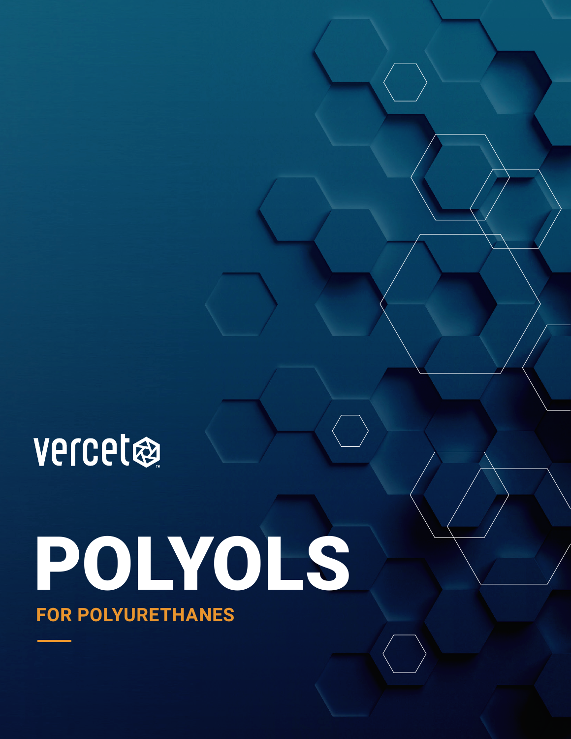vercet™

# POLYOLS

## FOR POLYURETHANES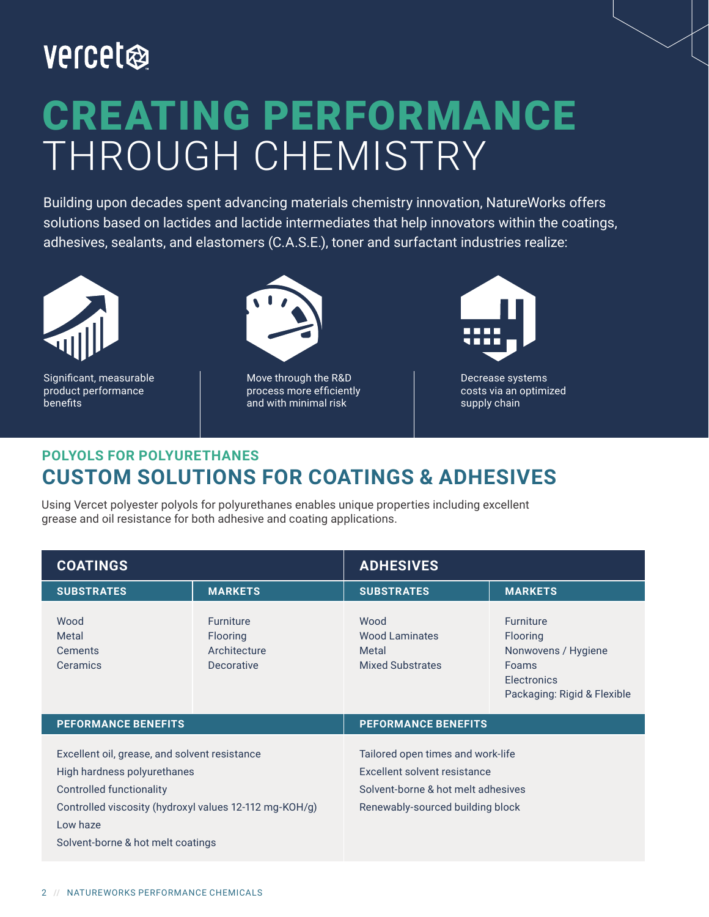vercet

# CREATING PERFORMANCE THROUGH CHEMISTRY

Building upon decades spent advancing materials chemistry innovation, NatureWorks offers solutions based on lactides and lactide intermediates that help innovators within the coatings, adhesives, sealants, and elastomers (C.A.S.E.), toner and surfactant industries realize:

- Significant, measurable product performance benefits
- Move through the R&D process more efficiently and with minimal risk
- Decrease systems costs via an optimized supply chain

## POLYOLS FOR POLYURETHANES

## CUSTOM SOLUTIONS FOR COATINGS & ADHESIVES

Using Vercet polyester polyols for polyurethanes enables unique properties including excellent grease and oil resistance for both adhesive and coating applications.

| COATINGS | | ADHESIVES | |
|---|---|---|---|
| **SUBSTRATES** | **MARKETS** | **SUBSTRATES** | **MARKETS** |
| Wood<br>Metal<br>Cements<br>Ceramics | Furniture<br>Flooring<br>Architecture<br>Decorative | Wood<br>Wood Laminates<br>Metal<br>Mixed Substrates | Furniture<br>Flooring<br>Nonwovens / Hygiene<br>Foams<br>Electronics<br>Packaging: Rigid & Flexible |
| **PEFORMANCE BENEFITS** | | **PEFORMANCE BENEFITS** | |
| Excellent oil, grease, and solvent resistance<br>High hardness polyurethanes<br>Controlled functionality<br>Controlled viscosity (hydroxyl values 12-112 mg-KOH/g)<br>Low haze<br>Solvent-borne & hot melt coatings | | Tailored open times and work-life<br>Excellent solvent resistance<br>Solvent-borne & hot melt adhesives<br>Renewably-sourced building block | |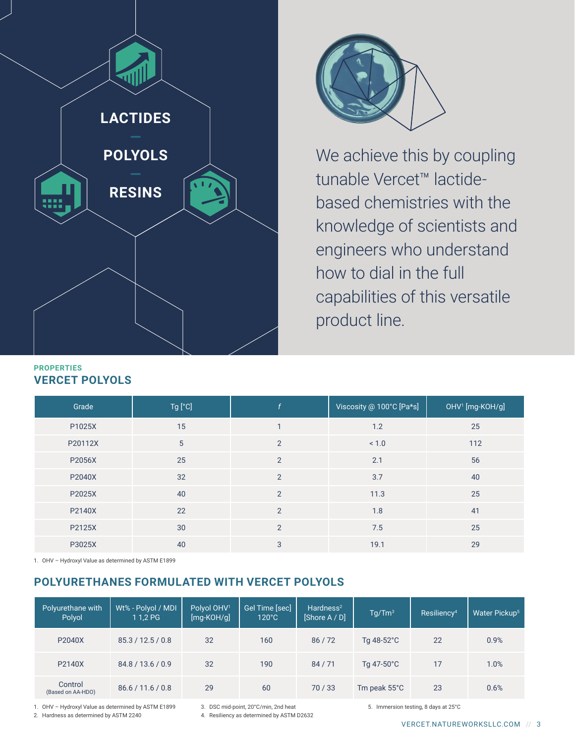LACTIDES

POLYOLS

RESINS

We achieve this by coupling tunable Vercet™ lactide-based chemistries with the knowledge of scientists and engineers who understand how to dial in the full capabilities of this versatile product line.

PROPERTIES

## VERCET POLYOLS

| Grade | Tg [°C] | *f* | Viscosity @ 100°C [Pa*s] | OHV[1] [mg-KOH/g] |
|---|---|---|---|---|
| P1025X | 15 | 1 | 1.2 | 25 |
| P20112X | 5 | 2 | < 1.0 | 112 |
| P2056X | 25 | 2 | 2.1 | 56 |
| P2040X | 32 | 2 | 3.7 | 40 |
| P2025X | 40 | 2 | 11.3 | 25 |
| P2140X | 22 | 2 | 1.8 | 41 |
| P2125X | 30 | 2 | 7.5 | 25 |
| P3025X | 40 | 3 | 19.1 | 29 |

1. OHV – Hydroxyl Value as determined by ASTM E1899

## POLYURETHANES FORMULATED WITH VERCET POLYOLS

| Polyurethane with Polyol | Wt% - Polyol / MDI 1 1,2 PG | Polyol OHV[1] [mg-KOH/g] | Gel Time [sec] 120°C | Hardness[2] [Shore A / D] | Tg/Tm[3] | Resiliency[4] | Water Pickup[5] |
|---|---|---|---|---|---|---|---|
| P2040X | 85.3 / 12.5 / 0.8 | 32 | 160 | 86 / 72 | Tg 48-52°C | 22 | 0.9% |
| P2140X | 84.8 / 13.6 / 0.9 | 32 | 190 | 84 / 71 | Tg 47-50°C | 17 | 1.0% |
| Control (Based on AA-HDO) | 86.6 / 11.6 / 0.8 | 29 | 60 | 70 / 33 | Tm peak 55°C | 23 | 0.6% |

1. OHV – Hydroxyl Value as determined by ASTM E1899
2. Hardness as determined by ASTM 2240
3. DSC mid-point, 20°C/min, 2nd heat
4. Resiliency as determined by ASTM D2632
5. Immersion testing, 8 days at 25°C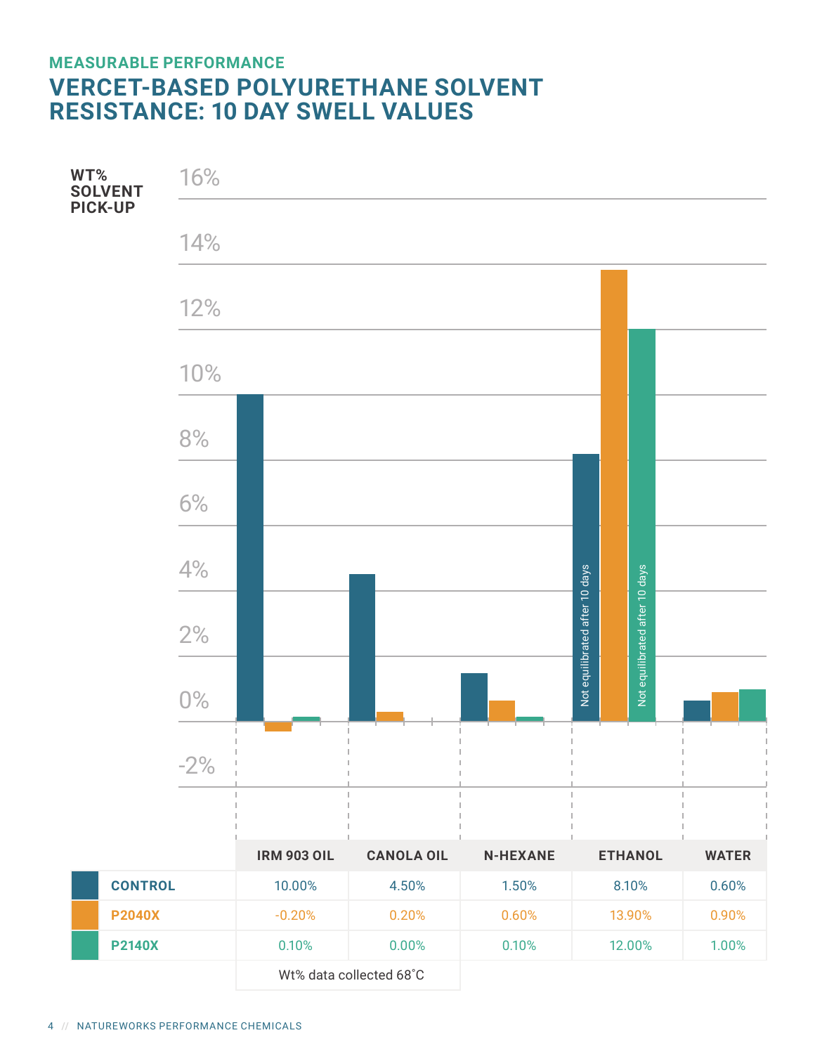## MEASURABLE PERFORMANCE

# VERCET-BASED POLYURETHANE SOLVENT RESISTANCE: 10 DAY SWELL VALUES

WT% SOLVENT PICK-UP

16%
14%
12%
10%
8%
6%
4%
2%
0%
-2%

Not equilibrated after 10 days

Not equilibrated after 10 days

| | IRM 903 OIL | CANOLA OIL | N-HEXANE | ETHANOL | WATER |
|---|---|---|---|---|---|
| **CONTROL** | 10.00% | 4.50% | 1.50% | 8.10% | 0.60% |
| **P2040X** | -0.20% | 0.20% | 0.60% | 13.90% | 0.90% |
| **P2140X** | 0.10% | 0.00% | 0.10% | 12.00% | 1.00% |

Wt% data collected 68˚C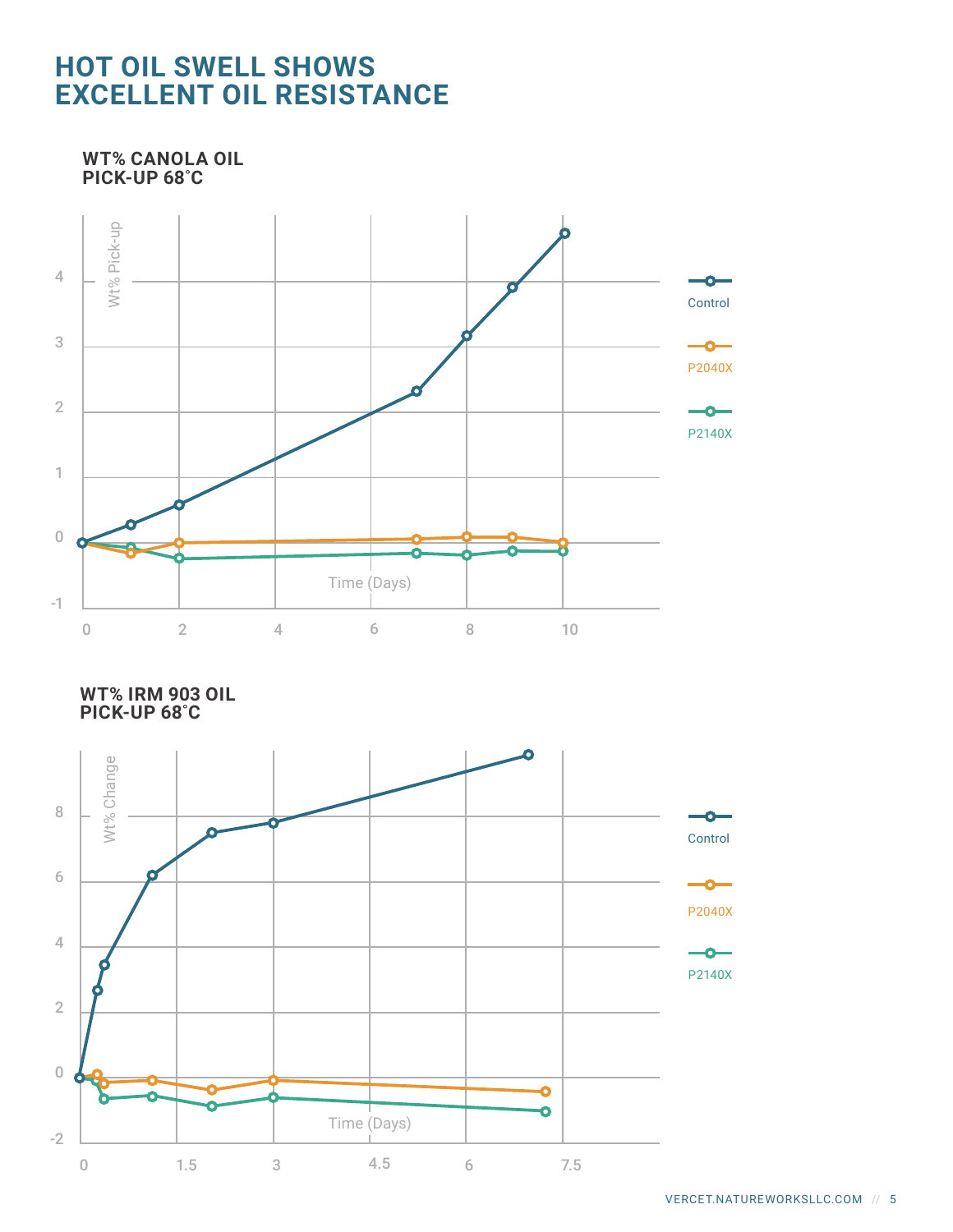# HOT OIL SWELL SHOWS EXCELLENT OIL RESISTANCE

### WT% CANOLA OIL PICK-UP 68˚C

Wt% Pick-up

Time (Days)

Control

P2040X

P2140X

### WT% IRM 903 OIL PICK-UP 68˚C

Wt% Change

Time (Days)

Control

P2040X

P2140X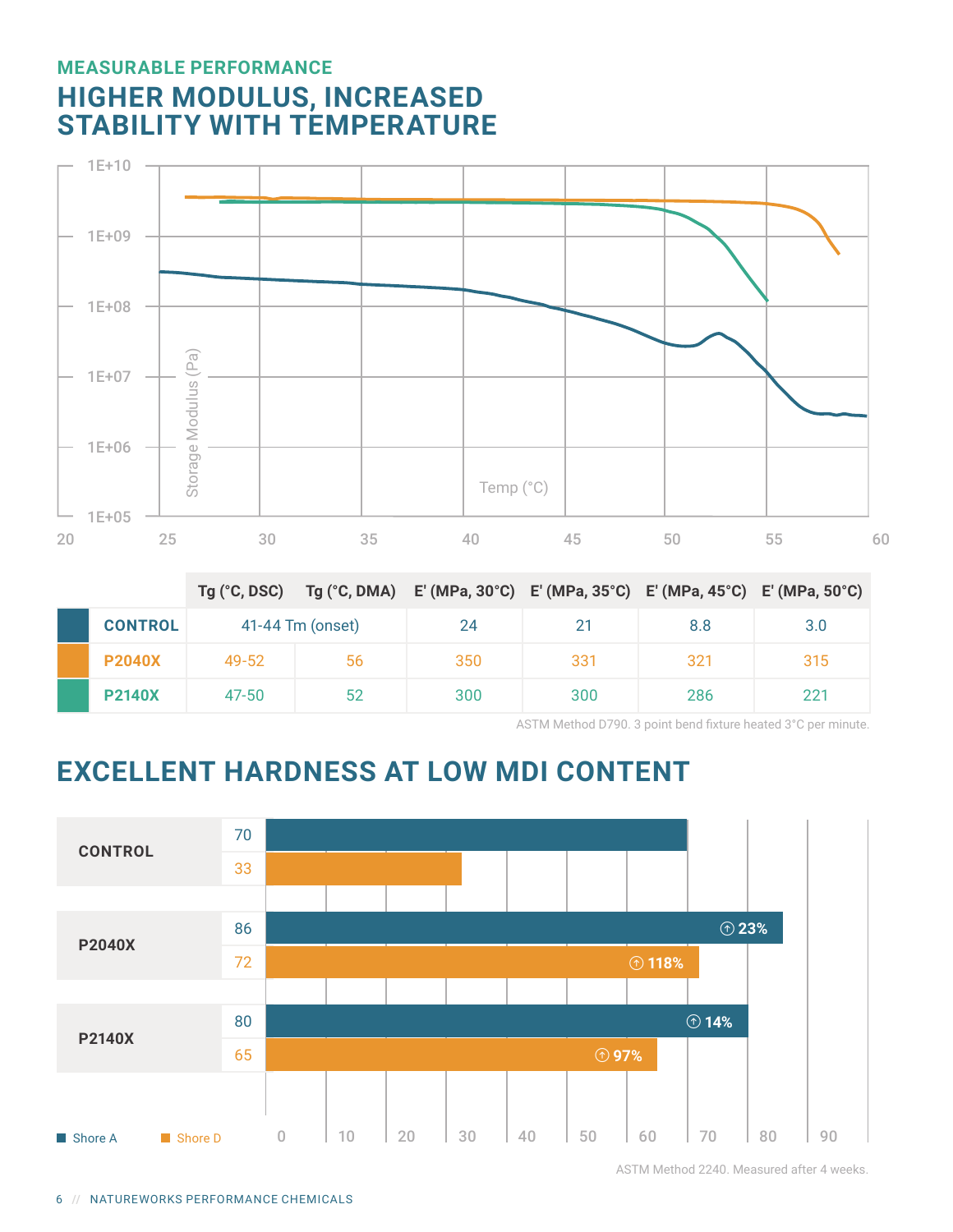MEASURABLE PERFORMANCE

# HIGHER MODULUS, INCREASED STABILITY WITH TEMPERATURE

|  | Tg (°C, DSC) | Tg (°C, DMA) | E' (MPa, 30°C) | E' (MPa, 35°C) | E' (MPa, 45°C) | E' (MPa, 50°C) |
|---|---|---|---|---|---|---|
| CONTROL | 41-44 Tm (onset) | | 24 | 21 | 8.8 | 3.0 |
| P2040X | 49-52 | 56 | 350 | 331 | 321 | 315 |
| P2140X | 47-50 | 52 | 300 | 300 | 286 | 221 |

ASTM Method D790. 3 point bend fixture heated 3°C per minute.

# EXCELLENT HARDNESS AT LOW MDI CONTENT

|  | Shore A | Shore D |
|---|---|---|
| CONTROL | 70 | 33 |
| P2040X | 86 (↑ 23%) | 72 (↑ 118%) |
| P2140X | 80 (↑ 14%) | 65 (↑ 97%) |

ASTM Method 2240. Measured after 4 weeks.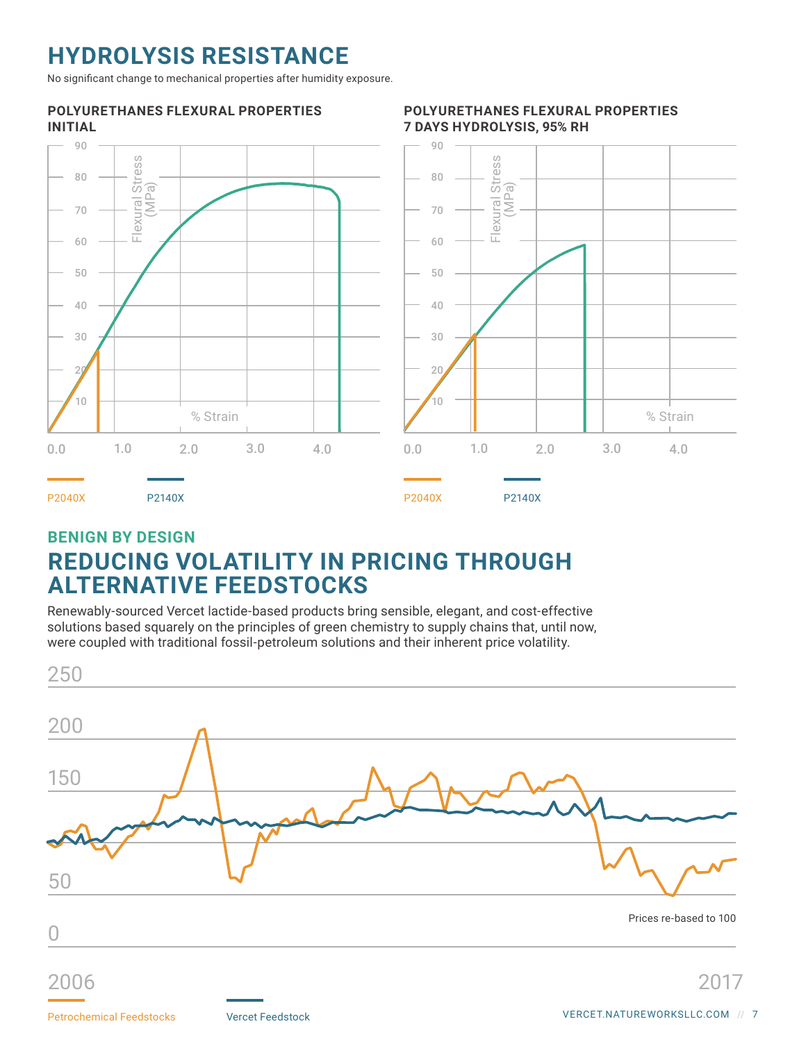# HYDROLYSIS RESISTANCE

No significant change to mechanical properties after humidity exposure.

**POLYURETHANES FLEXURAL PROPERTIES INITIAL**

Flexural Stress (MPa)

% Strain

P2040X P2140X

**POLYURETHANES FLEXURAL PROPERTIES 7 DAYS HYDROLYSIS, 95% RH**

Flexural Stress (MPa)

% Strain

P2040X P2140X

## BENIGN BY DESIGN

# REDUCING VOLATILITY IN PRICING THROUGH ALTERNATIVE FEEDSTOCKS

Renewably-sourced Vercet lactide-based products bring sensible, elegant, and cost-effective solutions based squarely on the principles of green chemistry to supply chains that, until now, were coupled with traditional fossil-petroleum solutions and their inherent price volatility.

Prices re-based to 100

2006 2017

Petrochemical Feedstocks Vercet Feedstock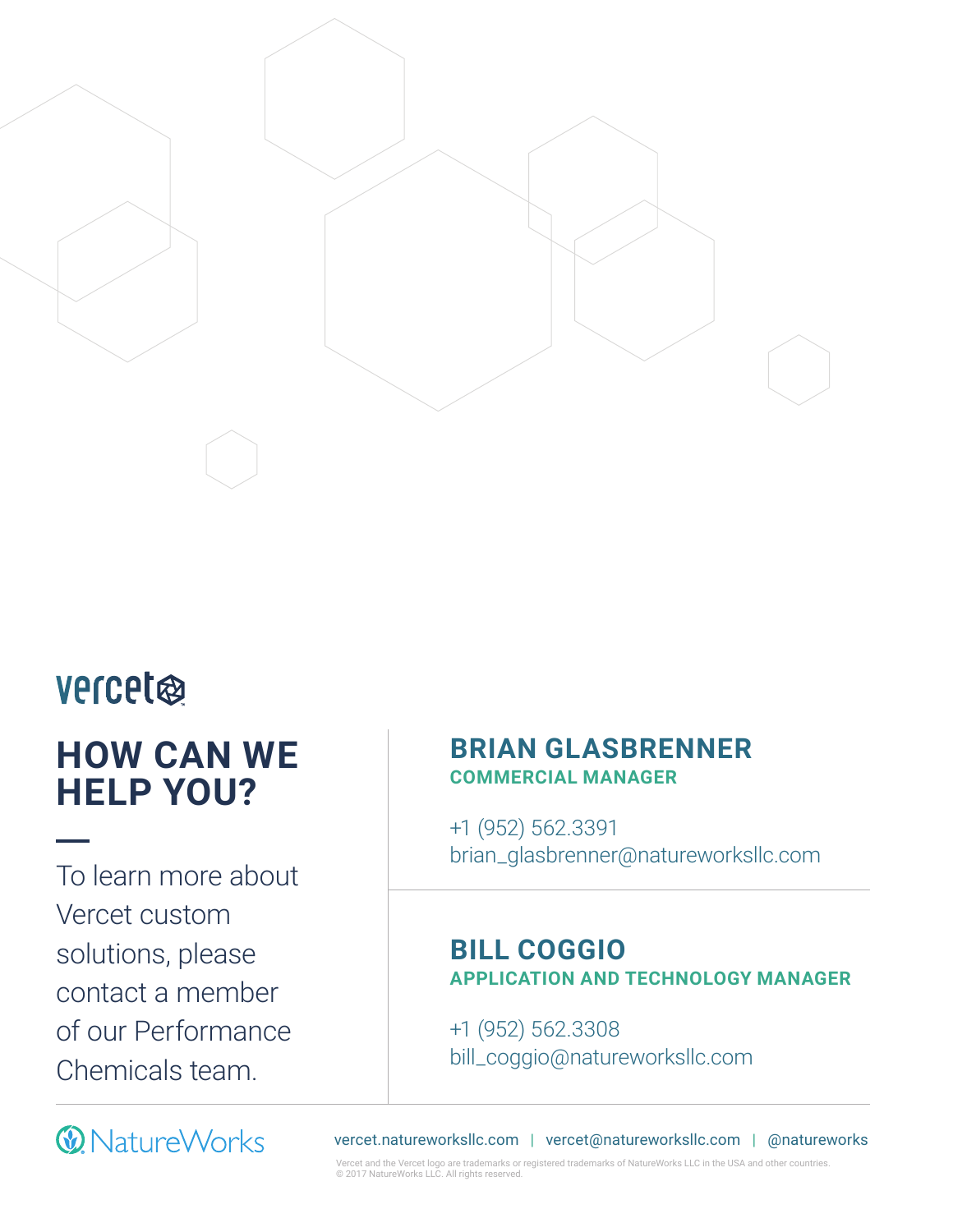vercet

# HOW CAN WE HELP YOU?

To learn more about Vercet custom solutions, please contact a member of our Performance Chemicals team.

## BRIAN GLASBRENNER

**COMMERCIAL MANAGER**

+1 (952) 562.3391
brian_glasbrenner@natureworksllc.com

## BILL COGGIO

**APPLICATION AND TECHNOLOGY MANAGER**

+1 (952) 562.3308
bill_coggio@natureworksllc.com

NatureWorks

vercet.natureworksllc.com | vercet@natureworksllc.com | @natureworks

Vercet and the Vercet logo are trademarks or registered trademarks of NatureWorks LLC in the USA and other countries.
© 2017 NatureWorks LLC. All rights reserved.